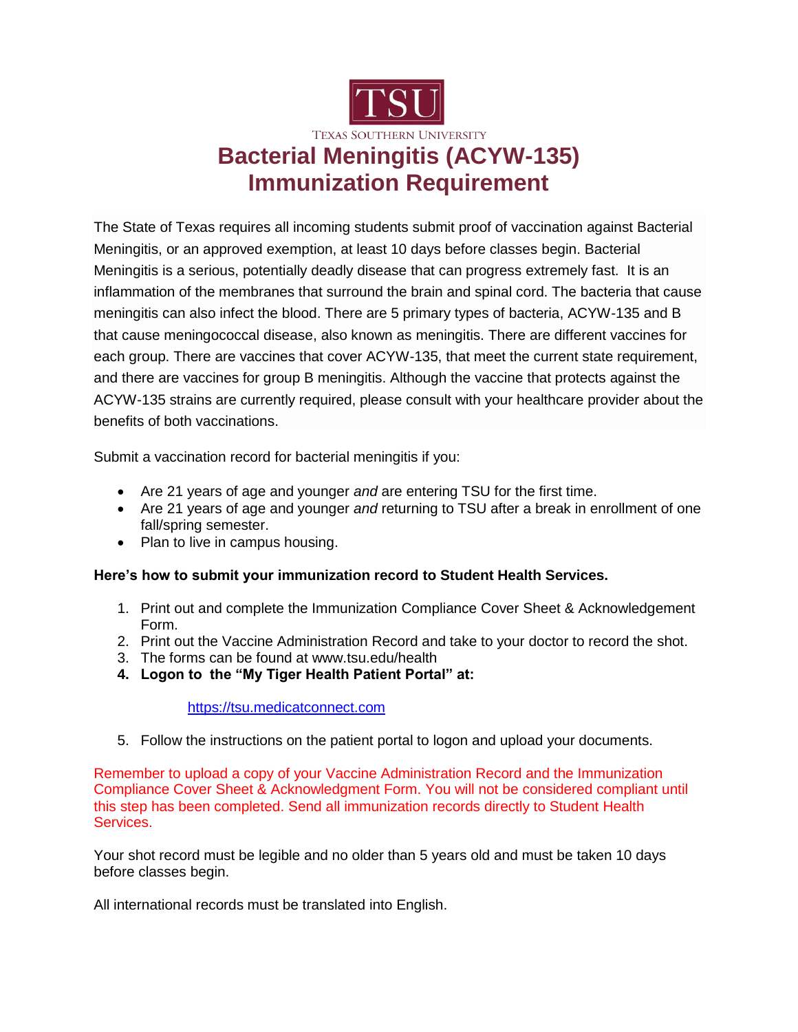TSU

TEXAS SOUTHERN UNIVERSITY

# Bacterial Meningitis (ACYW-135) Immunization Requirement

The State of Texas requires all incoming students submit proof of vaccination against Bacterial Meningitis, or an approved exemption, at least 10 days before classes begin. Bacterial Meningitis is a serious, potentially deadly disease that can progress extremely fast. It is an inflammation of the membranes that surround the brain and spinal cord. The bacteria that cause meningitis can also infect the blood. There are 5 primary types of bacteria, ACYW-135 and B that cause meningococcal disease, also known as meningitis. There are different vaccines for each group. There are vaccines that cover ACYW-135, that meet the current state requirement, and there are vaccines for group B meningitis. Although the vaccine that protects against the ACYW-135 strains are currently required, please consult with your healthcare provider about the benefits of both vaccinations.

Submit a vaccination record for bacterial meningitis if you:

- Are 21 years of age and younger *and* are entering TSU for the first time.
- Are 21 years of age and younger *and* returning to TSU after a break in enrollment of one fall/spring semester.
- Plan to live in campus housing.

**Here's how to submit your immunization record to Student Health Services.**

1. Print out and complete the Immunization Compliance Cover Sheet & Acknowledgement Form.
2. Print out the Vaccine Administration Record and take to your doctor to record the shot.
3. The forms can be found at www.tsu.edu/health
4. **Logon to the "My Tiger Health Patient Portal" at:**

   [https://tsu.medicatconnect.com](https://tsu.medicatconnect.com)

5. Follow the instructions on the patient portal to logon and upload your documents.

Remember to upload a copy of your Vaccine Administration Record and the Immunization Compliance Cover Sheet & Acknowledgment Form. You will not be considered compliant until this step has been completed. Send all immunization records directly to Student Health Services.

Your shot record must be legible and no older than 5 years old and must be taken 10 days before classes begin.

All international records must be translated into English.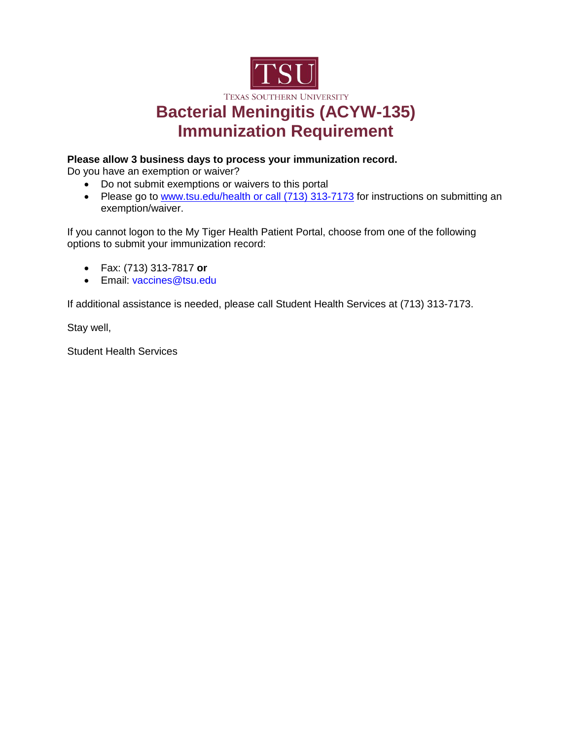TSU

TEXAS SOUTHERN UNIVERSITY

# Bacterial Meningitis (ACYW-135) Immunization Requirement

**Please allow 3 business days to process your immunization record.**
Do you have an exemption or waiver?

- Do not submit exemptions or waivers to this portal
- Please go to www.tsu.edu/health or call (713) 313-7173 for instructions on submitting an exemption/waiver.

If you cannot logon to the My Tiger Health Patient Portal, choose from one of the following options to submit your immunization record:

- Fax: (713) 313-7817 **or**
- Email: vaccines@tsu.edu

If additional assistance is needed, please call Student Health Services at (713) 313-7173.

Stay well,

Student Health Services